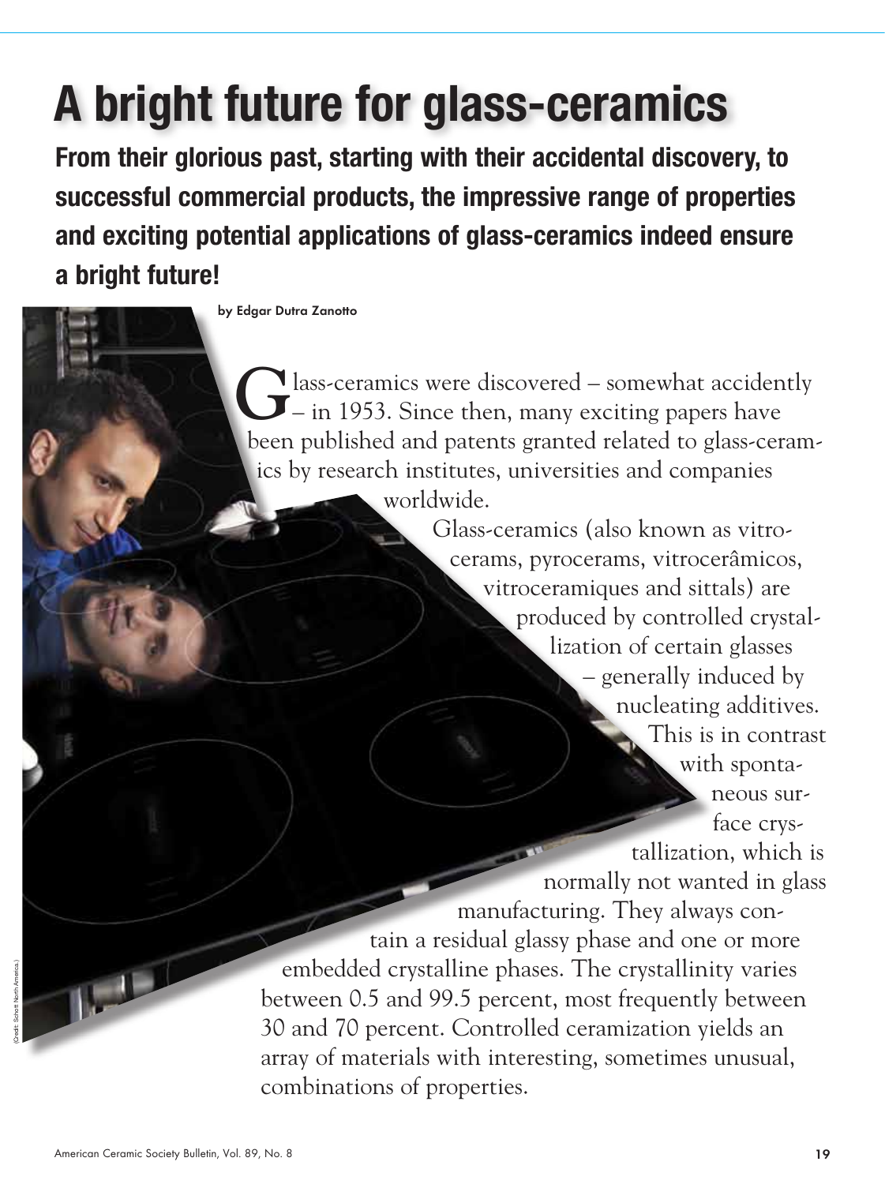# A bright future for glass-ceramics

**From their glorious past, starting with their accidental discovery, to successful commercial products, the impressive range of properties and exciting potential applications of glass-ceramics indeed ensure a bright future!**

**by Edgar Dutra Zanotto**

(Credit: Schott North America.)

Glass-ceramics were discovered – somewhat accidently – in 1953. Since then, many exciting papers have been published and patents granted related to glass-ceramics by research institutes, universities and companies worldwide.

Glass-ceramics (also known as vitrocerams, pyrocerams, vitrocerâmicos, vitroceramiques and sittals) are produced by controlled crystallization of certain glasses – generally induced by nucleating additives. This is in contrast with spontaneous surface crystallization, which is normally not wanted in glass manufacturing. They always contain a residual glassy phase and one or more embedded crystalline phases. The crystallinity varies between 0.5 and 99.5 percent, most frequently between 30 and 70 percent. Controlled ceramization yields an array of materials with interesting, sometimes unusual, combinations of properties.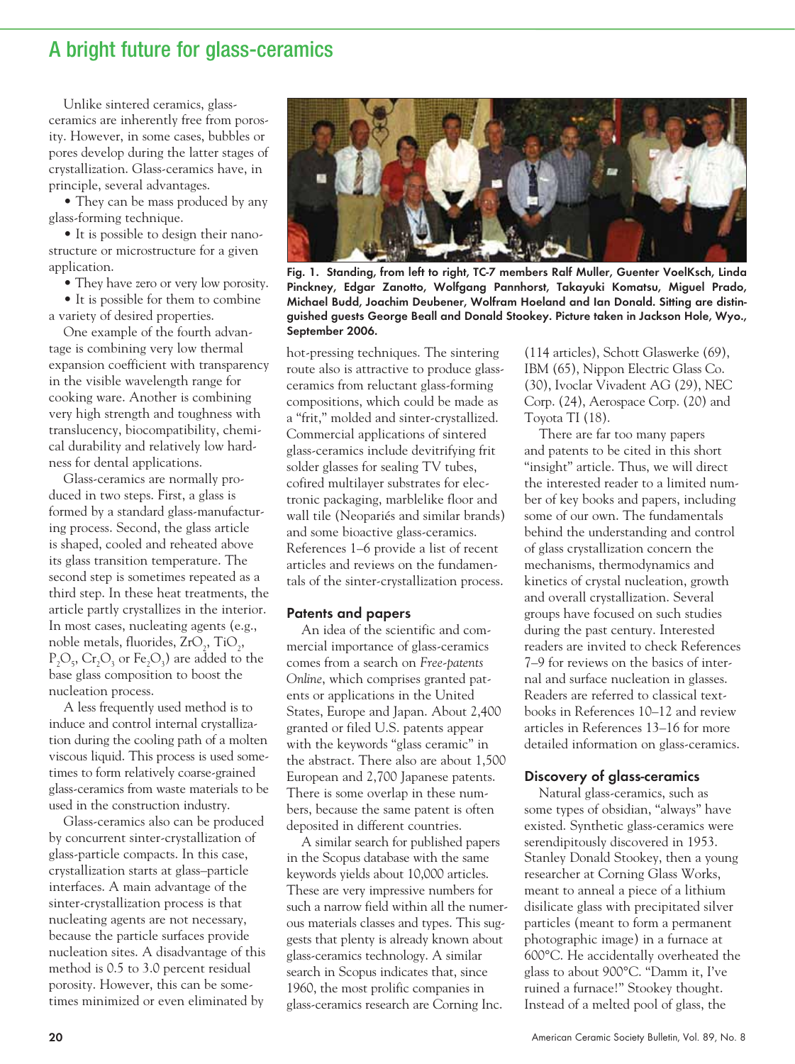## A bright future for glass-ceramics

Unlike sintered ceramics, glass-ceramics are inherently free from porosity. However, in some cases, bubbles or pores develop during the latter stages of crystallization. Glass-ceramics have, in principle, several advantages.

- They can be mass produced by any glass-forming technique.
- It is possible to design their nanostructure or microstructure for a given application.
- They have zero or very low porosity.
- It is possible for them to combine a variety of desired properties.

One example of the fourth advantage is combining very low thermal expansion coefficient with transparency in the visible wavelength range for cooking ware. Another is combining very high strength and toughness with translucency, biocompatibility, chemical durability and relatively low hardness for dental applications.

Glass-ceramics are normally produced in two steps. First, a glass is formed by a standard glass-manufacturing process. Second, the glass article is shaped, cooled and reheated above its glass transition temperature. The second step is sometimes repeated as a third step. In these heat treatments, the article partly crystallizes in the interior. In most cases, nucleating agents (e.g., noble metals, fluorides, $ZrO_2$, $TiO_2$, $P_2O_5$, $Cr_2O_3$ or $Fe_2O_3$) are added to the base glass composition to boost the nucleation process.

A less frequently used method is to induce and control internal crystallization during the cooling path of a molten viscous liquid. This process is used sometimes to form relatively coarse-grained glass-ceramics from waste materials to be used in the construction industry.

Glass-ceramics also can be produced by concurrent sinter-crystallization of glass-particle compacts. In this case, crystallization starts at glass–particle interfaces. A main advantage of the sinter-crystallization process is that nucleating agents are not necessary, because the particle surfaces provide nucleation sites. A disadvantage of this method is 0.5 to 3.0 percent residual porosity. However, this can be sometimes minimized or even eliminated by hot-pressing techniques. The sintering route also is attractive to produce glass-ceramics from reluctant glass-forming compositions, which could be made as a "frit," molded and sinter-crystallized. Commercial applications of sintered glass-ceramics include devitrifying frit solder glasses for sealing TV tubes, cofired multilayer substrates for electronic packaging, marblelike floor and wall tile (Neopariés and similar brands) and some bioactive glass-ceramics. References 1–6 provide a list of recent articles and reviews on the fundamentals of the sinter-crystallization process.

**Fig. 1. Standing, from left to right, TC-7 members Ralf Muller, Guenter VoelKsch, Linda Pinckney, Edgar Zanotto, Wolfgang Pannhorst, Takayuki Komatsu, Miguel Prado, Michael Budd, Joachim Deubener, Wolfram Hoeland and Ian Donald. Sitting are distinguished guests George Beall and Donald Stookey. Picture taken in Jackson Hole, Wyo., September 2006.**

### Patents and papers

An idea of the scientific and commercial importance of glass-ceramics comes from a search on *Free-patents Online*, which comprises granted patents or applications in the United States, Europe and Japan. About 2,400 granted or filed U.S. patents appear with the keywords "glass ceramic" in the abstract. There also are about 1,500 European and 2,700 Japanese patents. There is some overlap in these numbers, because the same patent is often deposited in different countries.

A similar search for published papers in the Scopus database with the same keywords yields about 10,000 articles. These are very impressive numbers for such a narrow field within all the numerous materials classes and types. This suggests that plenty is already known about glass-ceramics technology. A similar search in Scopus indicates that, since 1960, the most prolific companies in glass-ceramics research are Corning Inc. (114 articles), Schott Glaswerke (69), IBM (65), Nippon Electric Glass Co. (30), Ivoclar Vivadent AG (29), NEC Corp. (24), Aerospace Corp. (20) and Toyota TI (18).

There are far too many papers and patents to be cited in this short "insight" article. Thus, we will direct the interested reader to a limited number of key books and papers, including some of our own. The fundamentals behind the understanding and control of glass crystallization concern the mechanisms, thermodynamics and kinetics of crystal nucleation, growth and overall crystallization. Several groups have focused on such studies during the past century. Interested readers are invited to check References 7–9 for reviews on the basics of internal and surface nucleation in glasses. Readers are referred to classical textbooks in References 10–12 and review articles in References 13–16 for more detailed information on glass-ceramics.

### Discovery of glass-ceramics

Natural glass-ceramics, such as some types of obsidian, "always" have existed. Synthetic glass-ceramics were serendipitously discovered in 1953. Stanley Donald Stookey, then a young researcher at Corning Glass Works, meant to anneal a piece of a lithium disilicate glass with precipitated silver particles (meant to form a permanent photographic image) in a furnace at 600°C. He accidentally overheated the glass to about 900°C. "Damm it, I've ruined a furnace!" Stookey thought. Instead of a melted pool of glass, the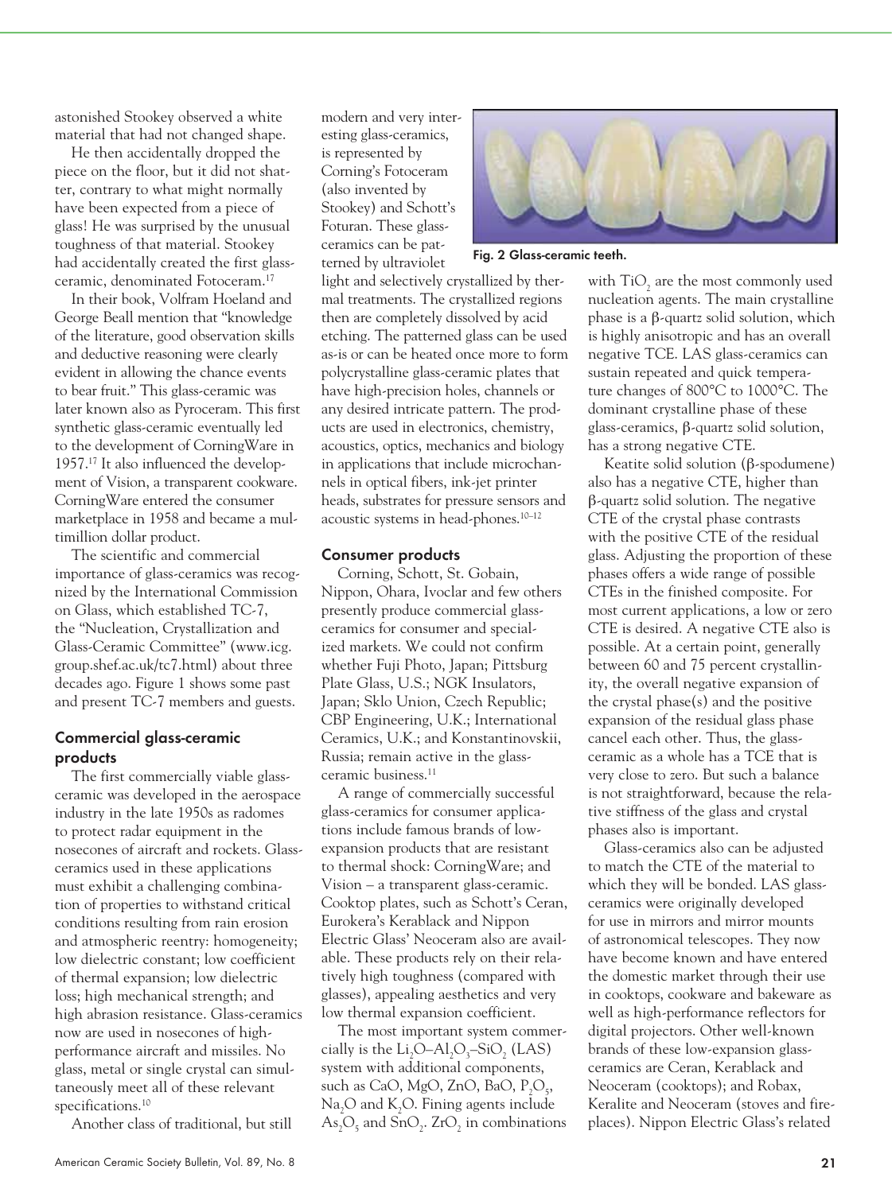astonished Stookey observed a white material that had not changed shape.

He then accidentally dropped the piece on the floor, but it did not shatter, contrary to what might normally have been expected from a piece of glass! He was surprised by the unusual toughness of that material. Stookey had accidentally created the first glass-ceramic, denominated Fotoceram.[17]

In their book, Volfram Hoeland and George Beall mention that "knowledge of the literature, good observation skills and deductive reasoning were clearly evident in allowing the chance events to bear fruit." This glass-ceramic was later known also as Pyroceram. This first synthetic glass-ceramic eventually led to the development of CorningWare in 1957.[17] It also influenced the development of Vision, a transparent cookware. CorningWare entered the consumer marketplace in 1958 and became a multimillion dollar product.

The scientific and commercial importance of glass-ceramics was recognized by the International Commission on Glass, which established TC-7, the "Nucleation, Crystallization and Glass-Ceramic Committee" (www.icg.group.shef.ac.uk/tc7.html) about three decades ago. Figure 1 shows some past and present TC-7 members and guests.

## Commercial glass-ceramic products

The first commercially viable glass-ceramic was developed in the aerospace industry in the late 1950s as radomes to protect radar equipment in the nosecones of aircraft and rockets. Glass-ceramics used in these applications must exhibit a challenging combination of properties to withstand critical conditions resulting from rain erosion and atmospheric reentry: homogeneity; low dielectric constant; low coefficient of thermal expansion; low dielectric loss; high mechanical strength; and high abrasion resistance. Glass-ceramics now are used in nosecones of high-performance aircraft and missiles. No glass, metal or single crystal can simultaneously meet all of these relevant specifications.[10]

Another class of traditional, but still modern and very interesting glass-ceramics, is represented by Corning's Fotoceram (also invented by Stookey) and Schott's Foturan. These glass-ceramics can be patterned by ultraviolet light and selectively crystallized by thermal treatments. The crystallized regions then are completely dissolved by acid etching. The patterned glass can be used as-is or can be heated once more to form polycrystalline glass-ceramic plates that have high-precision holes, channels or any desired intricate pattern. The products are used in electronics, chemistry, acoustics, optics, mechanics and biology in applications that include microchannels in optical fibers, ink-jet printer heads, substrates for pressure sensors and acoustic systems in head-phones.[10–12]

Fig. 2 Glass-ceramic teeth.

### Consumer products

Corning, Schott, St. Gobain, Nippon, Ohara, Ivoclar and few others presently produce commercial glass-ceramics for consumer and specialized markets. We could not confirm whether Fuji Photo, Japan; Pittsburg Plate Glass, U.S.; NGK Insulators, Japan; Sklo Union, Czech Republic; CBP Engineering, U.K.; International Ceramics, U.K.; and Konstantinovskii, Russia; remain active in the glass-ceramic business.[11]

A range of commercially successful glass-ceramics for consumer applications include famous brands of low-expansion products that are resistant to thermal shock: CorningWare; and Vision – a transparent glass-ceramic. Cooktop plates, such as Schott's Ceran, Eurokera's Kerablack and Nippon Electric Glass' Neoceram also are available. These products rely on their relatively high toughness (compared with glasses), appealing aesthetics and very low thermal expansion coefficient.

The most important system commercially is the $Li_2O–Al_2O_3–SiO_2$ (LAS) system with additional components, such as CaO, MgO, ZnO, BaO, $P_2O_5$, $Na_2O$ and $K_2O$. Fining agents include $As_2O_5$ and $SnO_2$. $ZrO_2$ in combinations with $TiO_2$ are the most commonly used nucleation agents. The main crystalline phase is a β-quartz solid solution, which is highly anisotropic and has an overall negative TCE. LAS glass-ceramics can sustain repeated and quick temperature changes of 800°C to 1000°C. The dominant crystalline phase of these glass-ceramics, β-quartz solid solution, has a strong negative CTE.

Keatite solid solution (β-spodumene) also has a negative CTE, higher than β-quartz solid solution. The negative CTE of the crystal phase contrasts with the positive CTE of the residual glass. Adjusting the proportion of these phases offers a wide range of possible CTEs in the finished composite. For most current applications, a low or zero CTE is desired. A negative CTE also is possible. At a certain point, generally between 60 and 75 percent crystallinity, the overall negative expansion of the crystal phase(s) and the positive expansion of the residual glass phase cancel each other. Thus, the glass-ceramic as a whole has a TCE that is very close to zero. But such a balance is not straightforward, because the relative stiffness of the glass and crystal phases also is important.

Glass-ceramics also can be adjusted to match the CTE of the material to which they will be bonded. LAS glass-ceramics were originally developed for use in mirrors and mirror mounts of astronomical telescopes. They now have become known and have entered the domestic market through their use in cooktops, cookware and bakeware as well as high-performance reflectors for digital projectors. Other well-known brands of these low-expansion glass-ceramics are Ceran, Kerablack and Neoceram (cooktops); and Robax, Keralite and Neoceram (stoves and fireplaces). Nippon Electric Glass's related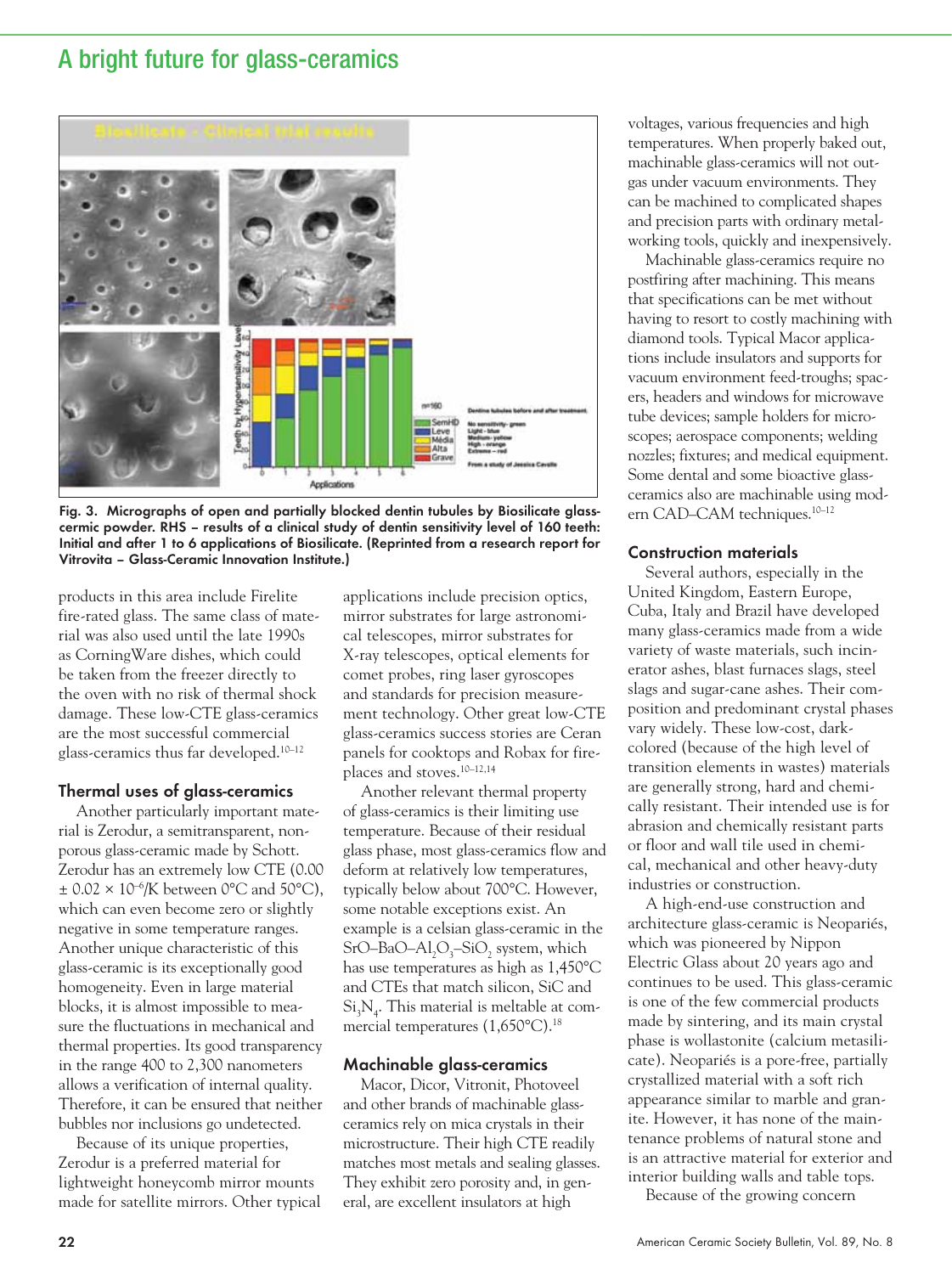Fig. 3. Micrographs of open and partially blocked dentin tubules by Biosilicate glass-cermic powder. RHS – results of a clinical study of dentin sensitivity level of 160 teeth: Initial and after 1 to 6 applications of Biosilicate. (Reprinted from a research report for Vitrovita – Glass-Ceramic Innovation Institute.)

products in this area include Firelite fire-rated glass. The same class of material was also used until the late 1990s as CorningWare dishes, which could be taken from the freezer directly to the oven with no risk of thermal shock damage. These low-CTE glass-ceramics are the most successful commercial glass-ceramics thus far developed.[10–12]

### Thermal uses of glass-ceramics

Another particularly important material is Zerodur, a semitransparent, nonporous glass-ceramic made by Schott. Zerodur has an extremely low CTE ($0.00 \pm 0.02 \times 10^{-6}$/K between 0°C and 50°C), which can even become zero or slightly negative in some temperature ranges. Another unique characteristic of this glass-ceramic is its exceptionally good homogeneity. Even in large material blocks, it is almost impossible to measure the fluctuations in mechanical and thermal properties. Its good transparency in the range 400 to 2,300 nanometers allows a verification of internal quality. Therefore, it can be ensured that neither bubbles nor inclusions go undetected.

Because of its unique properties, Zerodur is a preferred material for lightweight honeycomb mirror mounts made for satellite mirrors. Other typical applications include precision optics, mirror substrates for large astronomical telescopes, mirror substrates for X-ray telescopes, optical elements for comet probes, ring laser gyroscopes and standards for precision measurement technology. Other great low-CTE glass-ceramics success stories are Ceran panels for cooktops and Robax for fireplaces and stoves.[10–12,14]

Another relevant thermal property of glass-ceramics is their limiting use temperature. Because of their residual glass phase, most glass-ceramics flow and deform at relatively low temperatures, typically below about 700°C. However, some notable exceptions exist. An example is a celsian glass-ceramic in the $SrO–BaO–Al_2O_3–SiO_2$ system, which has use temperatures as high as 1,450°C and CTEs that match silicon, SiC and $Si_3N_4$. This material is meltable at commercial temperatures (1,650°C).[18]

### Machinable glass-ceramics

Macor, Dicor, Vitronit, Photoveel and other brands of machinable glass-ceramics rely on mica crystals in their microstructure. Their high CTE readily matches most metals and sealing glasses. They exhibit zero porosity and, in general, are excellent insulators at high voltages, various frequencies and high temperatures. When properly baked out, machinable glass-ceramics will not outgas under vacuum environments. They can be machined to complicated shapes and precision parts with ordinary metal-working tools, quickly and inexpensively.

Machinable glass-ceramics require no postfiring after machining. This means that specifications can be met without having to resort to costly machining with diamond tools. Typical Macor applications include insulators and supports for vacuum environment feed-troughs; spacers, headers and windows for microwave tube devices; sample holders for microscopes; aerospace components; welding nozzles; fixtures; and medical equipment. Some dental and some bioactive glass-ceramics also are machinable using modern CAD–CAM techniques.[10–12]

### Construction materials

Several authors, especially in the United Kingdom, Eastern Europe, Cuba, Italy and Brazil have developed many glass-ceramics made from a wide variety of waste materials, such incinerator ashes, blast furnaces slags, steel slags and sugar-cane ashes. Their composition and predominant crystal phases vary widely. These low-cost, dark-colored (because of the high level of transition elements in wastes) materials are generally strong, hard and chemically resistant. Their intended use is for abrasion and chemically resistant parts or floor and wall tile used in chemical, mechanical and other heavy-duty industries or construction.

A high-end-use construction and architecture glass-ceramic is Neopariés, which was pioneered by Nippon Electric Glass about 20 years ago and continues to be used. This glass-ceramic is one of the few commercial products made by sintering, and its main crystal phase is wollastonite (calcium metasilicate). Neopariés is a pore-free, partially crystallized material with a soft rich appearance similar to marble and granite. However, it has none of the maintenance problems of natural stone and is an attractive material for exterior and interior building walls and table tops.

Because of the growing concern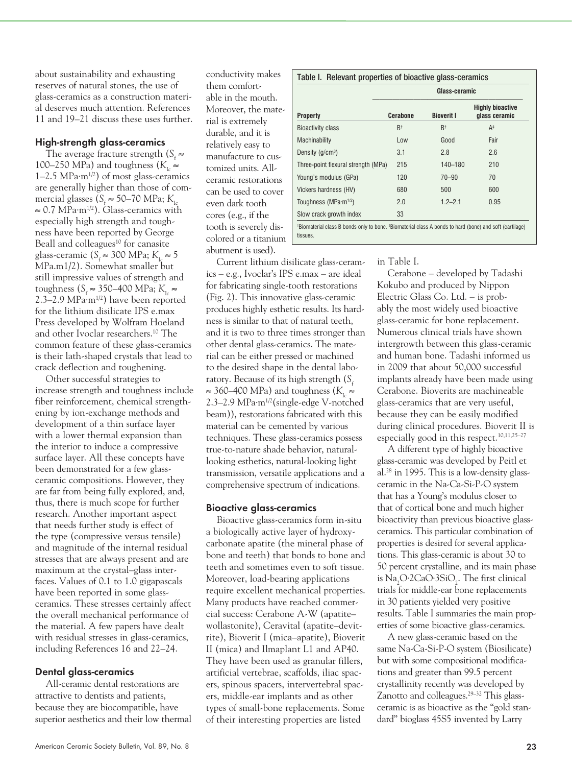about sustainability and exhausting reserves of natural stones, the use of glass-ceramics as a construction material deserves much attention. References 11 and 19–21 discuss these uses further.

### High-strength glass-ceramics

The average fracture strength ($S_f \approx$ 100–250 MPa) and toughness ($K_{Ic} \approx$ 1–2.5 MPa·m$^{1/2}$) of most glass-ceramics are generally higher than those of commercial glasses ($S_f \approx$ 50–70 MPa; $K_{Ic} \approx$ 0.7 MPa·m$^{1/2}$). Glass-ceramics with especially high strength and toughness have been reported by George Beall and colleagues[10] for canasite glass-ceramic ($S_f \approx$ 300 MPa; $K_{Ic} \approx$ 5 MPa.m1/2). Somewhat smaller but still impressive values of strength and toughness ($S_f \approx$ 350–400 MPa; $K_{Ic} \approx$ 2.3–2.9 MPa·m$^{1/2}$) have been reported for the lithium disilicate IPS e.max Press developed by Wolfram Hoeland and other Ivoclar researchers.[10] The common feature of these glass-ceramics is their lath-shaped crystals that lead to crack deflection and toughening.

Other successful strategies to increase strength and toughness include fiber reinforcement, chemical strengthening by ion-exchange methods and development of a thin surface layer with a lower thermal expansion than the interior to induce a compressive surface layer. All these concepts have been demonstrated for a few glass-ceramic compositions. However, they are far from being fully explored, and, thus, there is much scope for further research. Another important aspect that needs further study is effect of the type (compressive versus tensile) and magnitude of the internal residual stresses that are always present and are maximum at the crystal–glass interfaces. Values of 0.1 to 1.0 gigapascals have been reported in some glass-ceramics. These stresses certainly affect the overall mechanical performance of the material. A few papers have dealt with residual stresses in glass-ceramics, including References 16 and 22–24.

### Dental glass-ceramics

All-ceramic dental restorations are attractive to dentists and patients, because they are biocompatible, have superior aesthetics and their low thermal conductivity makes them comfortable in the mouth. Moreover, the material is extremely durable, and it is relatively easy to manufacture to customized units. All-ceramic restorations can be used to cover even dark tooth cores (e.g., if the tooth is severely discolored or a titanium abutment is used).

Current lithium disilicate glass-ceramics – e.g., Ivoclar's IPS e.max – are ideal for fabricating single-tooth restorations (Fig. 2). This innovative glass-ceramic produces highly esthetic results. Its hardness is similar to that of natural teeth, and it is two to three times stronger than other dental glass-ceramics. The material can be either pressed or machined to the desired shape in the dental laboratory. Because of its high strength ($S_f \approx$ 360–400 MPa) and toughness ($K_{Ic} \approx$ 2.3–2.9 MPa·m$^{1/2}$(single-edge V-notched beam)), restorations fabricated with this material can be cemented by various techniques. These glass-ceramics possess true-to-nature shade behavior, natural-looking esthetics, natural-looking light transmission, versatile applications and a comprehensive spectrum of indications.

### Bioactive glass-ceramics

Bioactive glass-ceramics form in-situ a biologically active layer of hydroxycarbonate apatite (the mineral phase of bone and teeth) that bonds to bone and teeth and sometimes even to soft tissue. Moreover, load-bearing applications require excellent mechanical properties. Many products have reached commercial success: Cerabone A-W (apatite–wollastonite), Ceravital (apatite–devitrite), Bioverit I (mica–apatite), Bioverit II (mica) and Ilmaplant L1 and AP40. They have been used as granular fillers, artificial vertebrae, scaffolds, iliac spacers, spinous spacers, intervertebral spacers, middle-ear implants and as other types of small-bone replacements. Some of their interesting properties are listed in Table I.

**Table I. Relevant properties of bioactive glass-ceramics**

| | Glass-ceramic | | |
|---|---|---|---|
| **Property** | **Cerabone** | **Bioverit I** | **Highly bioactive glass ceramic** |
| Bioactivity class | B[†] | B[†] | A[‡] |
| Machinability | Low | Good | Fair |
| Density (g/cm$^3$) | 3.1 | 2.8 | 2.6 |
| Three-point flexural strength (MPa) | 215 | 140–180 | 210 |
| Young's modulus (GPa) | 120 | 70–90 | 70 |
| Vickers hardness (HV) | 680 | 500 | 600 |
| Toughness (MPa·m$^{1/2}$) | 2.0 | 1.2–2.1 | 0.95 |
| Slow crack growth index | 33 | | |

[†]Biomaterial class B bonds only to bone. [‡]Biomaterial class A bonds to hard (bone) and soft (cartilage) tissues.

Cerabone – developed by Tadashi Kokubo and produced by Nippon Electric Glass Co. Ltd. – is probably the most widely used bioactive glass-ceramic for bone replacement. Numerous clinical trials have shown intergrowth between this glass-ceramic and human bone. Tadashi informed us in 2009 that about 50,000 successful implants already have been made using Cerabone. Bioverits are machineable glass-ceramics that are very useful, because they can be easily modified during clinical procedures. Bioverit II is especially good in this respect.[10,11,25–27]

A different type of highly bioactive glass-ceramic was developed by Peitl et al.[28] in 1995. This is a low-density glass-ceramic in the Na-Ca-Si-P-O system that has a Young's modulus closer to that of cortical bone and much higher bioactivity than previous bioactive glass-ceramics. This particular combination of properties is desired for several applications. This glass-ceramic is about 30 to 50 percent crystalline, and its main phase is $Na_2O{\cdot}2CaO{\cdot}3SiO_2$. The first clinical trials for middle-ear bone replacements in 30 patients yielded very positive results. Table I summaries the main properties of some bioactive glass-ceramics.

A new glass-ceramic based on the same Na-Ca-Si-P-O system (Biosilicate) but with some compositional modifications and greater than 99.5 percent crystallinity recently was developed by Zanotto and colleagues.[29–32] This glass-ceramic is as bioactive as the "gold standard" bioglass 45S5 invented by Larry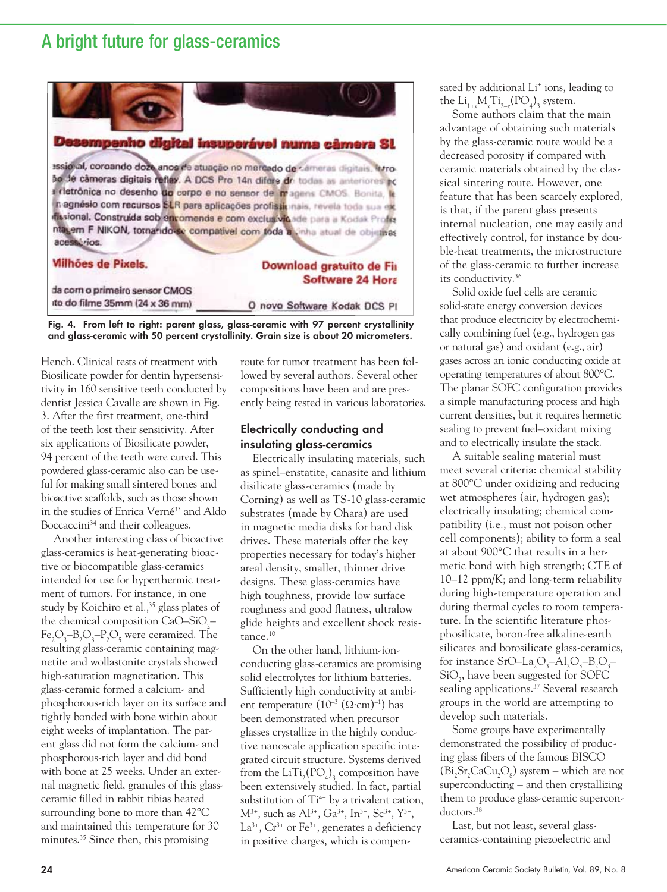Fig. 4. From left to right: parent glass, glass-ceramic with 97 percent crystallinity and glass-ceramic with 50 percent crystallinity. Grain size is about 20 micrometers.

Hench. Clinical tests of treatment with Biosilicate powder for dentin hypersensitivity in 160 sensitive teeth conducted by dentist Jessica Cavalle are shown in Fig. 3. After the first treatment, one-third of the teeth lost their sensitivity. After six applications of Biosilicate powder, 94 percent of the teeth were cured. This powdered glass-ceramic also can be useful for making small sintered bones and bioactive scaffolds, such as those shown in the studies of Enrica Verné[33] and Aldo Boccaccini[34] and their colleagues.

Another interesting class of bioactive glass-ceramics is heat-generating bioactive or biocompatible glass-ceramics intended for use for hyperthermic treatment of tumors. For instance, in one study by Koichiro et al.,[35] glass plates of the chemical composition $CaO–SiO_2–Fe_2O_3–B_2O_3–P_2O_5$ were ceramized. The resulting glass-ceramic containing magnetite and wollastonite crystals showed high-saturation magnetization. This glass-ceramic formed a calcium- and phosphorous-rich layer on its surface and tightly bonded with bone within about eight weeks of implantation. The parent glass did not form the calcium- and phosphorous-rich layer and did bond with bone at 25 weeks. Under an external magnetic field, granules of this glass-ceramic filled in rabbit tibias heated surrounding bone to more than 42°C and maintained this temperature for 30 minutes.[35] Since then, this promising route for tumor treatment has been followed by several authors. Several other compositions have been and are presently being tested in various laboratories.

## Electrically conducting and insulating glass-ceramics

Electrically insulating materials, such as spinel–enstatite, canasite and lithium disilicate glass-ceramics (made by Corning) as well as TS-10 glass-ceramic substrates (made by Ohara) are used in magnetic media disks for hard disk drives. These materials offer the key properties necessary for today's higher areal density, smaller, thinner drive designs. These glass-ceramics have high toughness, provide low surface roughness and good flatness, ultralow glide heights and excellent shock resistance.[10]

On the other hand, lithium-ion-conducting glass-ceramics are promising solid electrolytes for lithium batteries. Sufficiently high conductivity at ambient temperature ($10^{-3}$ $(\Omega{\cdot}cm)^{-1}$) has been demonstrated when precursor glasses crystallize in the highly conductive nanoscale application specific integrated circuit structure. Systems derived from the $LiTi_2(PO_4)_3$ composition have been extensively studied. In fact, partial substitution of $Ti^{4+}$ by a trivalent cation, $M^{3+}$, such as $Al^{3+}$, $Ga^{3+}$, $In^{3+}$, $Sc^{3+}$, $Y^{3+}$, $La^{3+}$, $Cr^{3+}$ or $Fe^{3+}$, generates a deficiency in positive charges, which is compensated by additional $Li^+$ ions, leading to the $Li_{1+x}M_xTi_{2-x}(PO_4)_3$ system.

Some authors claim that the main advantage of obtaining such materials by the glass-ceramic route would be a decreased porosity if compared with ceramic materials obtained by the classical sintering route. However, one feature that has been scarcely explored, is that, if the parent glass presents internal nucleation, one may easily and effectively control, for instance by double-heat treatments, the microstructure of the glass-ceramic to further increase its conductivity.[36]

Solid oxide fuel cells are ceramic solid-state energy conversion devices that produce electricity by electrochemically combining fuel (e.g., hydrogen gas or natural gas) and oxidant (e.g., air) gases across an ionic conducting oxide at operating temperatures of about 800°C. The planar SOFC configuration provides a simple manufacturing process and high current densities, but it requires hermetic sealing to prevent fuel–oxidant mixing and to electrically insulate the stack.

A suitable sealing material must meet several criteria: chemical stability at 800°C under oxidizing and reducing wet atmospheres (air, hydrogen gas); electrically insulating; chemical compatibility (i.e., must not poison other cell components); ability to form a seal at about 900°C that results in a hermetic bond with high strength; CTE of 10–12 ppm/K; and long-term reliability during high-temperature operation and during thermal cycles to room temperature. In the scientific literature phosphosilicate, boron-free alkaline-earth silicates and borosilicate glass-ceramics, for instance $SrO–La_2O_3–Al_2O_3–B_2O_3–SiO_2$, have been suggested for SOFC sealing applications.[37] Several research groups in the world are attempting to develop such materials.

Some groups have experimentally demonstrated the possibility of producing glass fibers of the famous BISCO ($Bi_2Sr_2CaCu_2O_8$) system – which are not superconducting – and then crystallizing them to produce glass-ceramic superconductors.[38]

Last, but not least, several glass-ceramics-containing piezoelectric and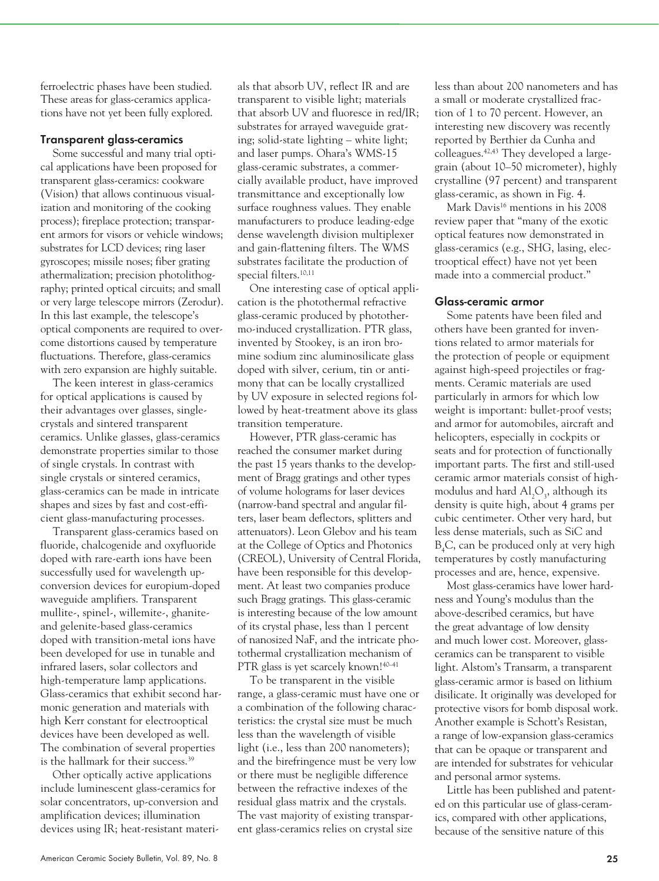ferroelectric phases have been studied. These areas for glass-ceramics applications have not yet been fully explored.

### Transparent glass-ceramics

Some successful and many trial optical applications have been proposed for transparent glass-ceramics: cookware (Vision) that allows continuous visualization and monitoring of the cooking process); fireplace protection; transparent armors for visors or vehicle windows; substrates for LCD devices; ring laser gyroscopes; missile noses; fiber grating athermalization; precision photolithography; printed optical circuits; and small or very large telescope mirrors (Zerodur). In this last example, the telescope's optical components are required to overcome distortions caused by temperature fluctuations. Therefore, glass-ceramics with zero expansion are highly suitable.

The keen interest in glass-ceramics for optical applications is caused by their advantages over glasses, single-crystals and sintered transparent ceramics. Unlike glasses, glass-ceramics demonstrate properties similar to those of single crystals. In contrast with single crystals or sintered ceramics, glass-ceramics can be made in intricate shapes and sizes by fast and cost-efficient glass-manufacturing processes.

Transparent glass-ceramics based on fluoride, chalcogenide and oxyfluoride doped with rare-earth ions have been successfully used for wavelength up-conversion devices for europium-doped waveguide amplifiers. Transparent mullite-, spinel-, willemite-, ghanite- and gelenite-based glass-ceramics doped with transition-metal ions have been developed for use in tunable and infrared lasers, solar collectors and high-temperature lamp applications. Glass-ceramics that exhibit second harmonic generation and materials with high Kerr constant for electrooptical devices have been developed as well. The combination of several properties is the hallmark for their success.[39]

Other optically active applications include luminescent glass-ceramics for solar concentrators, up-conversion and amplification devices; illumination devices using IR; heat-resistant materials that absorb UV, reflect IR and are transparent to visible light; materials that absorb UV and fluoresce in red/IR; substrates for arrayed waveguide grating; solid-state lighting – white light; and laser pumps. Ohara's WMS-15 glass-ceramic substrates, a commercially available product, have improved transmittance and exceptionally low surface roughness values. They enable manufacturers to produce leading-edge dense wavelength division multiplexer and gain-flattening filters. The WMS substrates facilitate the production of special filters.[10,11]

One interesting case of optical application is the photothermal refractive glass-ceramic produced by photothermo-induced crystallization. PTR glass, invented by Stookey, is an iron bromine sodium zinc aluminosilicate glass doped with silver, cerium, tin or antimony that can be locally crystallized by UV exposure in selected regions followed by heat-treatment above its glass transition temperature.

However, PTR glass-ceramic has reached the consumer market during the past 15 years thanks to the development of Bragg gratings and other types of volume holograms for laser devices (narrow-band spectral and angular filters, laser beam deflectors, splitters and attenuators). Leon Glebov and his team at the College of Optics and Photonics (CREOL), University of Central Florida, have been responsible for this development. At least two companies produce such Bragg gratings. This glass-ceramic is interesting because of the low amount of its crystal phase, less than 1 percent of nanosized NaF, and the intricate photothermal crystallization mechanism of PTR glass is yet scarcely known![40–41]

To be transparent in the visible range, a glass-ceramic must have one or a combination of the following characteristics: the crystal size must be much less than the wavelength of visible light (i.e., less than 200 nanometers); and the birefringence must be very low or there must be negligible difference between the refractive indexes of the residual glass matrix and the crystals. The vast majority of existing transparent glass-ceramics relies on crystal size less than about 200 nanometers and has a small or moderate crystallized fraction of 1 to 70 percent. However, an interesting new discovery was recently reported by Berthier da Cunha and colleagues.[42,43] They developed a large-grain (about 10–50 micrometer), highly crystalline (97 percent) and transparent glass-ceramic, as shown in Fig. 4.

Mark Davis[16] mentions in his 2008 review paper that "many of the exotic optical features now demonstrated in glass-ceramics (e.g., SHG, lasing, electrooptical effect) have not yet been made into a commercial product."

### Glass-ceramic armor

Some patents have been filed and others have been granted for inventions related to armor materials for the protection of people or equipment against high-speed projectiles or fragments. Ceramic materials are used particularly in armors for which low weight is important: bullet-proof vests; and armor for automobiles, aircraft and helicopters, especially in cockpits or seats and for protection of functionally important parts. The first and still-used ceramic armor materials consist of high-modulus and hard $Al_2O_3$, although its density is quite high, about 4 grams per cubic centimeter. Other very hard, but less dense materials, such as SiC and $B_4C$, can be produced only at very high temperatures by costly manufacturing processes and are, hence, expensive.

Most glass-ceramics have lower hardness and Young's modulus than the above-described ceramics, but have the great advantage of low density and much lower cost. Moreover, glass-ceramics can be transparent to visible light. Alstom's Transarm, a transparent glass-ceramic armor is based on lithium disilicate. It originally was developed for protective visors for bomb disposal work. Another example is Schott's Resistan, a range of low-expansion glass-ceramics that can be opaque or transparent and are intended for substrates for vehicular and personal armor systems.

Little has been published and patented on this particular use of glass-ceramics, compared with other applications, because of the sensitive nature of this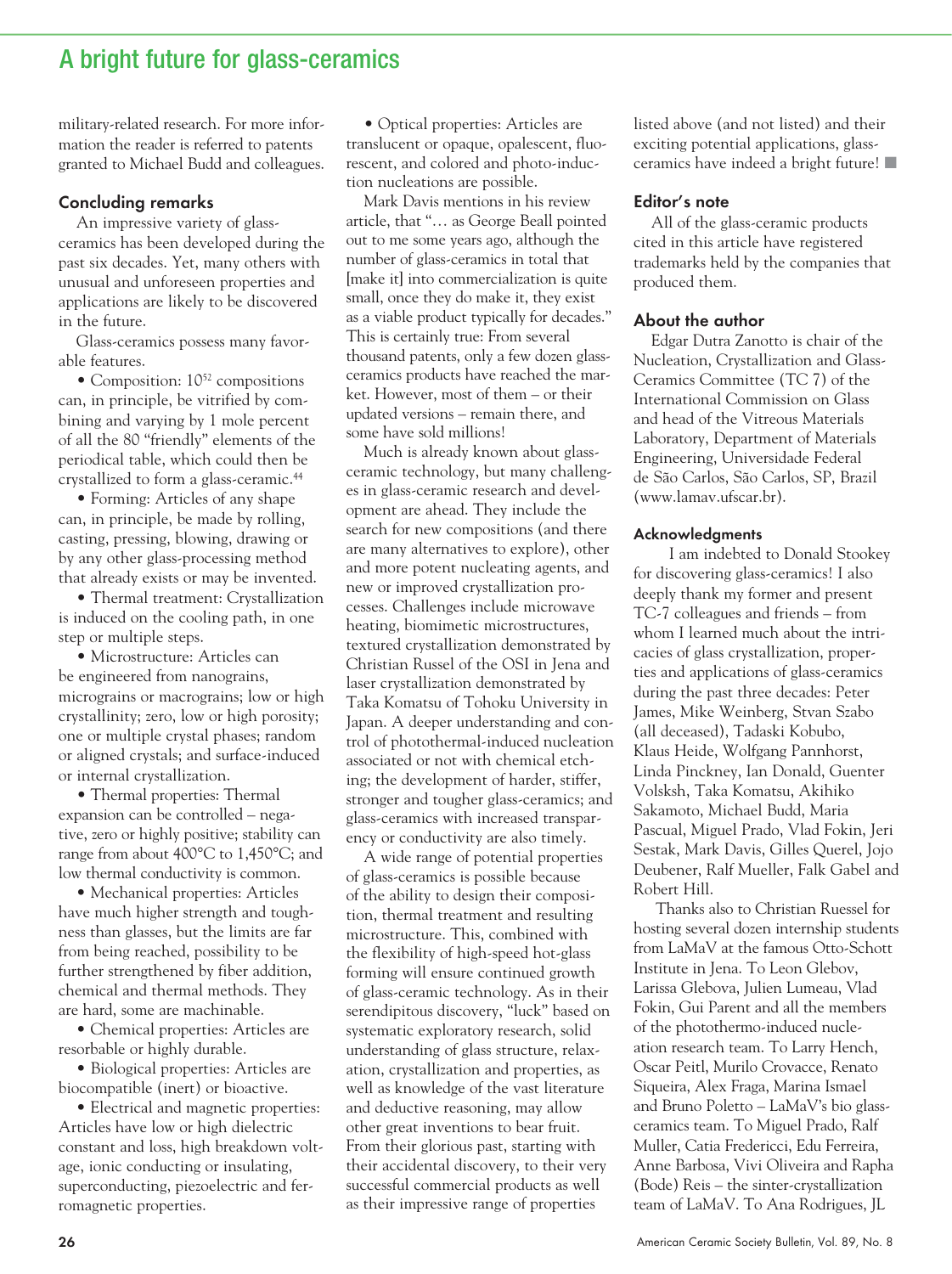military-related research. For more information the reader is referred to patents granted to Michael Budd and colleagues.

### Concluding remarks

An impressive variety of glass-ceramics has been developed during the past six decades. Yet, many others with unusual and unforeseen properties and applications are likely to be discovered in the future.

Glass-ceramics possess many favorable features.

- Composition: $10^{52}$ compositions can, in principle, be vitrified by combining and varying by 1 mole percent of all the 80 "friendly" elements of the periodical table, which could then be crystallized to form a glass-ceramic.[44]
- Forming: Articles of any shape can, in principle, be made by rolling, casting, pressing, blowing, drawing or by any other glass-processing method that already exists or may be invented.
- Thermal treatment: Crystallization is induced on the cooling path, in one step or multiple steps.
- Microstructure: Articles can be engineered from nanograins, micrograins or macrograins; low or high crystallinity; zero, low or high porosity; one or multiple crystal phases; random or aligned crystals; and surface-induced or internal crystallization.
- Thermal properties: Thermal expansion can be controlled – negative, zero or highly positive; stability can range from about 400°C to 1,450°C; and low thermal conductivity is common.
- Mechanical properties: Articles have much higher strength and toughness than glasses, but the limits are far from being reached, possibility to be further strengthened by fiber addition, chemical and thermal methods. They are hard, some are machinable.
- Chemical properties: Articles are resorbable or highly durable.
- Biological properties: Articles are biocompatible (inert) or bioactive.
- Electrical and magnetic properties: Articles have low or high dielectric constant and loss, high breakdown voltage, ionic conducting or insulating, superconducting, piezoelectric and ferromagnetic properties.
- Optical properties: Articles are translucent or opaque, opalescent, fluorescent, and colored and photo-induction nucleations are possible.

Mark Davis mentions in his review article, that "… as George Beall pointed out to me some years ago, although the number of glass-ceramics in total that [make it] into commercialization is quite small, once they do make it, they exist as a viable product typically for decades." This is certainly true: From several thousand patents, only a few dozen glass-ceramics products have reached the market. However, most of them – or their updated versions – remain there, and some have sold millions!

Much is already known about glass-ceramic technology, but many challenges in glass-ceramic research and development are ahead. They include the search for new compositions (and there are many alternatives to explore), other and more potent nucleating agents, and new or improved crystallization processes. Challenges include microwave heating, biomimetic microstructures, textured crystallization demonstrated by Christian Russel of the OSI in Jena and laser crystallization demonstrated by Taka Komatsu of Tohoku University in Japan. A deeper understanding and control of photothermal-induced nucleation associated or not with chemical etching; the development of harder, stiffer, stronger and tougher glass-ceramics; and glass-ceramics with increased transparency or conductivity are also timely.

A wide range of potential properties of glass-ceramics is possible because of the ability to design their composition, thermal treatment and resulting microstructure. This, combined with the flexibility of high-speed hot-glass forming will ensure continued growth of glass-ceramic technology. As in their serendipitous discovery, "luck" based on systematic exploratory research, solid understanding of glass structure, relaxation, crystallization and properties, as well as knowledge of the vast literature and deductive reasoning, may allow other great inventions to bear fruit. From their glorious past, starting with their accidental discovery, to their very successful commercial products as well as their impressive range of properties listed above (and not listed) and their exciting potential applications, glass-ceramics have indeed a bright future! ■

### Editor's note

All of the glass-ceramic products cited in this article have registered trademarks held by the companies that produced them.

### About the author

Edgar Dutra Zanotto is chair of the Nucleation, Crystallization and Glass-Ceramics Committee (TC 7) of the International Commission on Glass and head of the Vitreous Materials Laboratory, Department of Materials Engineering, Universidade Federal de São Carlos, São Carlos, SP, Brazil (www.lamav.ufscar.br).

### Acknowledgments

I am indebted to Donald Stookey for discovering glass-ceramics! I also deeply thank my former and present TC-7 colleagues and friends – from whom I learned much about the intricacies of glass crystallization, properties and applications of glass-ceramics during the past three decades: Peter James, Mike Weinberg, Stvan Szabo (all deceased), Tadaski Kobubo, Klaus Heide, Wolfgang Pannhorst, Linda Pinckney, Ian Donald, Guenter Volksh, Taka Komatsu, Akihiko Sakamoto, Michael Budd, Maria Pascual, Miguel Prado, Vlad Fokin, Jeri Sestak, Mark Davis, Gilles Querel, Jojo Deubener, Ralf Mueller, Falk Gabel and Robert Hill.

Thanks also to Christian Ruessel for hosting several dozen internship students from LaMaV at the famous Otto-Schott Institute in Jena. To Leon Glebov, Larissa Glebova, Julien Lumeau, Vlad Fokin, Gui Parent and all the members of the photothermo-induced nucleation research team. To Larry Hench, Oscar Peitl, Murilo Crovacce, Renato Siqueira, Alex Fraga, Marina Ismael and Bruno Poletto – LaMaV's bio glass-ceramics team. To Miguel Prado, Ralf Muller, Catia Fredericci, Edu Ferreira, Anne Barbosa, Vivi Oliveira and Rapha (Bode) Reis – the sinter-crystallization team of LaMaV. To Ana Rodrigues, JL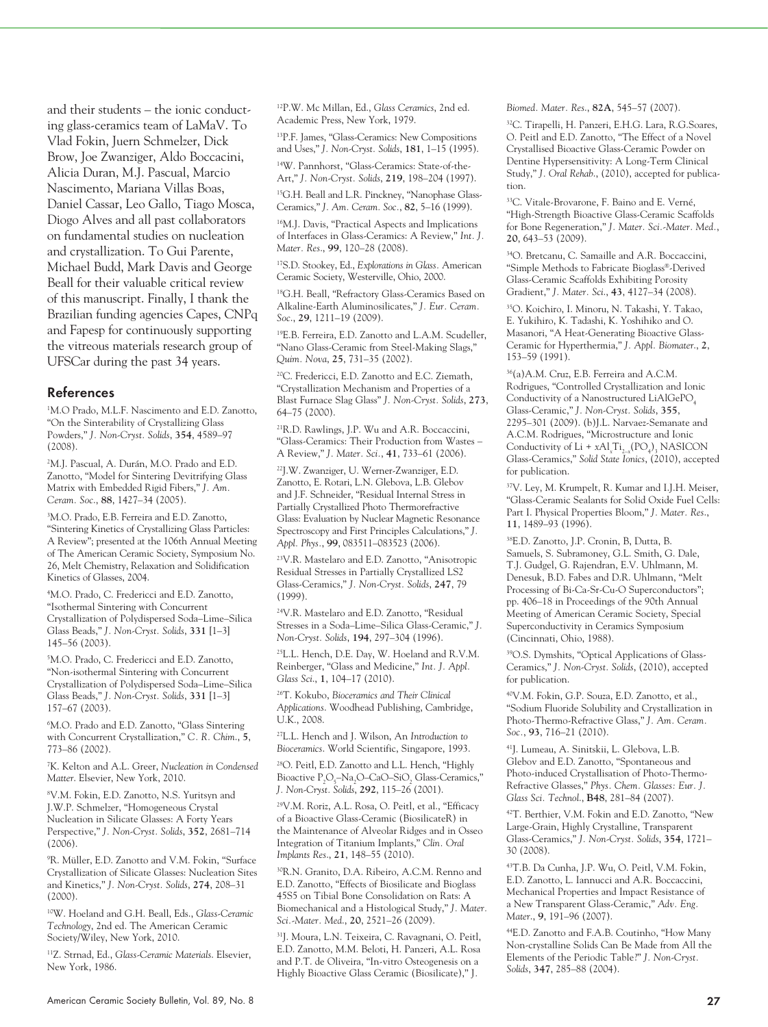and their students – the ionic conducting glass-ceramics team of LaMaV. To Vlad Fokin, Juern Schmelzer, Dick Brow, Joe Zwanziger, Aldo Boccacini, Alicia Duran, M.J. Pascual, Marcio Nascimento, Mariana Villas Boas, Daniel Cassar, Leo Gallo, Tiago Mosca, Diogo Alves and all past collaborators on fundamental studies on nucleation and crystallization. To Gui Parente, Michael Budd, Mark Davis and George Beall for their valuable critical review of this manuscript. Finally, I thank the Brazilian funding agencies Capes, CNPq and Fapesp for continuously supporting the vitreous materials research group of UFSCar during the past 34 years.

## References

[1]M.O Prado, M.L.F. Nascimento and E.D. Zanotto, "On the Sinterability of Crystallizing Glass Powders," *J. Non-Cryst. Solids*, **354**, 4589–97 (2008).

[2]M.J. Pascual, A. Durán, M.O. Prado and E.D. Zanotto, "Model for Sintering Devitrifying Glass Matrix with Embedded Rigid Fibers," *J. Am. Ceram. Soc.*, **88**, 1427–34 (2005).

[3]M.O. Prado, E.B. Ferreira and E.D. Zanotto, "Sintering Kinetics of Crystallizing Glass Particles: A Review"; presented at the 106th Annual Meeting of The American Ceramic Society, Symposium No. 26, Melt Chemistry, Relaxation and Solidification Kinetics of Glasses, 2004.

[4]M.O. Prado, C. Fredericci and E.D. Zanotto, "Isothermal Sintering with Concurrent Crystallization of Polydispersed Soda–Lime–Silica Glass Beads," *J. Non-Cryst. Solids*, **331** [1–3] 145–56 (2003).

[5]M.O. Prado, C. Fredericci and E.D. Zanotto, "Non-isothermal Sintering with Concurrent Crystallization of Polydispersed Soda–Lime–Silica Glass Beads," *J. Non-Cryst. Solids*, **331** [1–3] 157–67 (2003).

[6]M.O. Prado and E.D. Zanotto, "Glass Sintering with Concurrent Crystallization," *C. R. Chim.*, **5**, 773–86 (2002).

[7]K. Kelton and A.L. Greer, *Nucleation in Condensed Matter*. Elsevier, New York, 2010.

[8]V.M. Fokin, E.D. Zanotto, N.S. Yuritsyn and J.W.P. Schmelzer, "Homogeneous Crystal Nucleation in Silicate Glasses: A Forty Years Perspective," *J. Non-Cryst. Solids*, **352**, 2681–714 (2006).

[9]R. Müller, E.D. Zanotto and V.M. Fokin, "Surface Crystallization of Silicate Glasses: Nucleation Sites and Kinetics," *J. Non-Cryst. Solids*, **274**, 208–31 (2000).

[10]W. Hoeland and G.H. Beall, Eds., *Glass-Ceramic Technology*, 2nd ed. The American Ceramic Society/Wiley, New York, 2010.

[11]Z. Strnad, Ed., *Glass-Ceramic Materials*. Elsevier, New York, 1986.

[12]P.W. Mc Millan, Ed., *Glass Ceramics*, 2nd ed. Academic Press, New York, 1979.

[13]P.F. James, "Glass-Ceramics: New Compositions and Uses," *J. Non-Cryst. Solids*, **181**, 1–15 (1995).

[14]W. Pannhorst, "Glass-Ceramics: State-of-the-Art," *J. Non-Cryst. Solids*, **219**, 198–204 (1997).

[15]G.H. Beall and L.R. Pinckney, "Nanophase Glass-Ceramics," *J. Am. Ceram. Soc.*, **82**, 5–16 (1999).

[16]M.J. Davis, "Practical Aspects and Implications of Interfaces in Glass-Ceramics: A Review," *Int. J. Mater. Res.*, **99**, 120–28 (2008).

[17]S.D. Stookey, Ed., *Explorations in Glass*. American Ceramic Society, Westerville, Ohio, 2000.

[18]G.H. Beall, "Refractory Glass-Ceramics Based on Alkaline-Earth Aluminosilicates," *J. Eur. Ceram. Soc.*, **29**, 1211–19 (2009).

[19]E.B. Ferreira, E.D. Zanotto and L.A.M. Scudeller, "Nano Glass-Ceramic from Steel-Making Slags," *Quim. Nova*, **25**, 731–35 (2002).

[20]C. Fredericci, E.D. Zanotto and E.C. Ziemath, "Crystallization Mechanism and Properties of a Blast Furnace Slag Glass" *J. Non-Cryst. Solids*, **273**, 64–75 (2000).

[21]R.D. Rawlings, J.P. Wu and A.R. Boccaccini, "Glass-Ceramics: Their Production from Wastes – A Review," *J. Mater. Sci.*, **41**, 733–61 (2006).

[22]J.W. Zwanziger, U. Werner-Zwanziger, E.D. Zanotto, E. Rotari, L.N. Glebova, L.B. Glebov and J.F. Schneider, "Residual Internal Stress in Partially Crystallized Photo Thermorefractive Glass: Evaluation by Nuclear Magnetic Resonance Spectroscopy and First Principles Calculations," *J. Appl. Phys.*, **99**, 083511–083523 (2006).

[23]V.R. Mastelaro and E.D. Zanotto, "Anisotropic Residual Stresses in Partially Crystallized LS2 Glass-Ceramics," *J. Non-Cryst. Solids*, **247**, 79 (1999).

[24]V.R. Mastelaro and E.D. Zanotto, "Residual Stresses in a Soda–Lime–Silica Glass-Ceramic," *J. Non-Cryst. Solids*, **194**, 297–304 (1996).

[25]L.L. Hench, D.E. Day, W. Hoeland and R.V.M. Reinberger, "Glass and Medicine," *Int. J. Appl. Glass Sci.*, **1**, 104–17 (2010).

[26]T. Kokubo, *Bioceramics and Their Clinical Applications*. Woodhead Publishing, Cambridge, U.K., 2008.

[27]L.L. Hench and J. Wilson, An *Introduction to Bioceramics*. World Scientific, Singapore, 1993.

[28]O. Peitl, E.D. Zanotto and L.L. Hench, "Highly Bioactive $P_2O_5$–$Na_2O$–CaO–$SiO_2$ Glass-Ceramics," *J. Non-Cryst. Solids*, **292**, 115–26 (2001).

[29]V.M. Roriz, A.L. Rosa, O. Peitl, et al., "Efficacy of a Bioactive Glass-Ceramic (BiosilicateR) in the Maintenance of Alveolar Ridges and in Osseo Integration of Titanium Implants," *Clin. Oral Implants Res.*, **21**, 148–55 (2010).

[30]R.N. Granito, D.A. Ribeiro, A.C.M. Renno and E.D. Zanotto, "Effects of Biosilicate and Bioglass 45S5 on Tibial Bone Consolidation on Rats: A Biomechanical and a Histological Study," *J. Mater. Sci.-Mater. Med.*, **20**, 2521–26 (2009).

[31]J. Moura, L.N. Teixeira, C. Ravagnani, O. Peitl, E.D. Zanotto, M.M. Beloti, H. Panzeri, A.L. Rosa and P.T. de Oliveira, "In-vitro Osteogenesis on a Highly Bioactive Glass Ceramic (Biosilicate)," *J. Biomed. Mater. Res.*, **82A**, 545–57 (2007).

[32]C. Tirapelli, H. Panzeri, E.H.G. Lara, R.G.Soares, O. Peitl and E.D. Zanotto, "The Effect of a Novel Crystallised Bioactive Glass-Ceramic Powder on Dentine Hypersensitivity: A Long-Term Clinical Study," *J. Oral Rehab.*, (2010), accepted for publication.

[33]C. Vitale-Brovarone, F. Baino and E. Verné, "High-Strength Bioactive Glass-Ceramic Scaffolds for Bone Regeneration," *J. Mater. Sci.-Mater. Med.*, **20**, 643–53 (2009).

[34]O. Bretcanu, C. Samaille and A.R. Boccaccini, "Simple Methods to Fabricate Bioglass®-Derived Glass-Ceramic Scaffolds Exhibiting Porosity Gradient," *J. Mater. Sci.*, **43**, 4127–34 (2008).

[35]O. Koichiro, I. Minoru, N. Takashi, Y. Takao, E. Yukihiro, K. Tadashi, K. Yoshihiko and O. Masanori, "A Heat-Generating Bioactive Glass-Ceramic for Hyperthermia," *J. Appl. Biomater.*, **2**, 153–59 (1991).

[36](a)A.M. Cruz, E.B. Ferreira and A.C.M. Rodrigues, "Controlled Crystallization and Ionic Conductivity of a Nanostructured $LiAlGePO_4$ Glass-Ceramic," *J. Non-Cryst. Solids*, **355**, 2295–301 (2009). (b)J.L. Narvaez-Semanate and A.C.M. Rodrigues, "Microstructure and Ionic Conductivity of Li + $xAl_xTi_{2-x}(PO_4)_3$ NASICON Glass-Ceramics," *Solid State Ionics*, (2010), accepted for publication.

[37]V. Ley, M. Krumpelt, R. Kumar and I.J.H. Meiser, "Glass-Ceramic Sealants for Solid Oxide Fuel Cells: Part I. Physical Properties Bloom," *J. Mater. Res.*, **11**, 1489–93 (1996).

[38]E.D. Zanotto, J.P. Cronin, B, Dutta, B. Samuels, S. Subramoney, G.L. Smith, G. Dale, T.J. Gudgel, G. Rajendran, E.V. Uhlmann, M. Denesuk, B.D. Fabes and D.R. Uhlmann, "Melt Processing of Bi-Ca-Sr-Cu-O Superconductors"; pp. 406–18 in Proceedings of the 90th Annual Meeting of American Ceramic Society, Special Superconductivity in Ceramics Symposium (Cincinnati, Ohio, 1988).

[39]O.S. Dymshits, "Optical Applications of Glass-Ceramics," *J. Non-Cryst. Solids*, (2010), accepted for publication.

[40]V.M. Fokin, G.P. Souza, E.D. Zanotto, et al., "Sodium Fluoride Solubility and Crystallization in Photo-Thermo-Refractive Glass," *J. Am. Ceram. Soc.*, **93**, 716–21 (2010).

[41]J. Lumeau, A. Sinitskii, L. Glebova, L.B. Glebov and E.D. Zanotto, "Spontaneous and Photo-induced Crystallisation of Photo-Thermo-Refractive Glasses," *Phys. Chem. Glasses: Eur. J. Glass Sci. Technol.*, **B48**, 281–84 (2007).

[42]T. Berthier, V.M. Fokin and E.D. Zanotto, "New Large-Grain, Highly Crystalline, Transparent Glass-Ceramics," *J. Non-Cryst. Solids*, **354**, 1721–30 (2008).

[43]T.B. Da Cunha, J.P. Wu, O. Peitl, V.M. Fokin, E.D. Zanotto, L. Iannucci and A.R. Boccaccini, Mechanical Properties and Impact Resistance of a New Transparent Glass-Ceramic," *Adv. Eng. Mater.*, **9**, 191–96 (2007).

[44]E.D. Zanotto and F.A.B. Coutinho, "How Many Non-crystalline Solids Can Be Made from All the Elements of the Periodic Table?" *J. Non-Cryst. Solids*, **347**, 285–88 (2004).